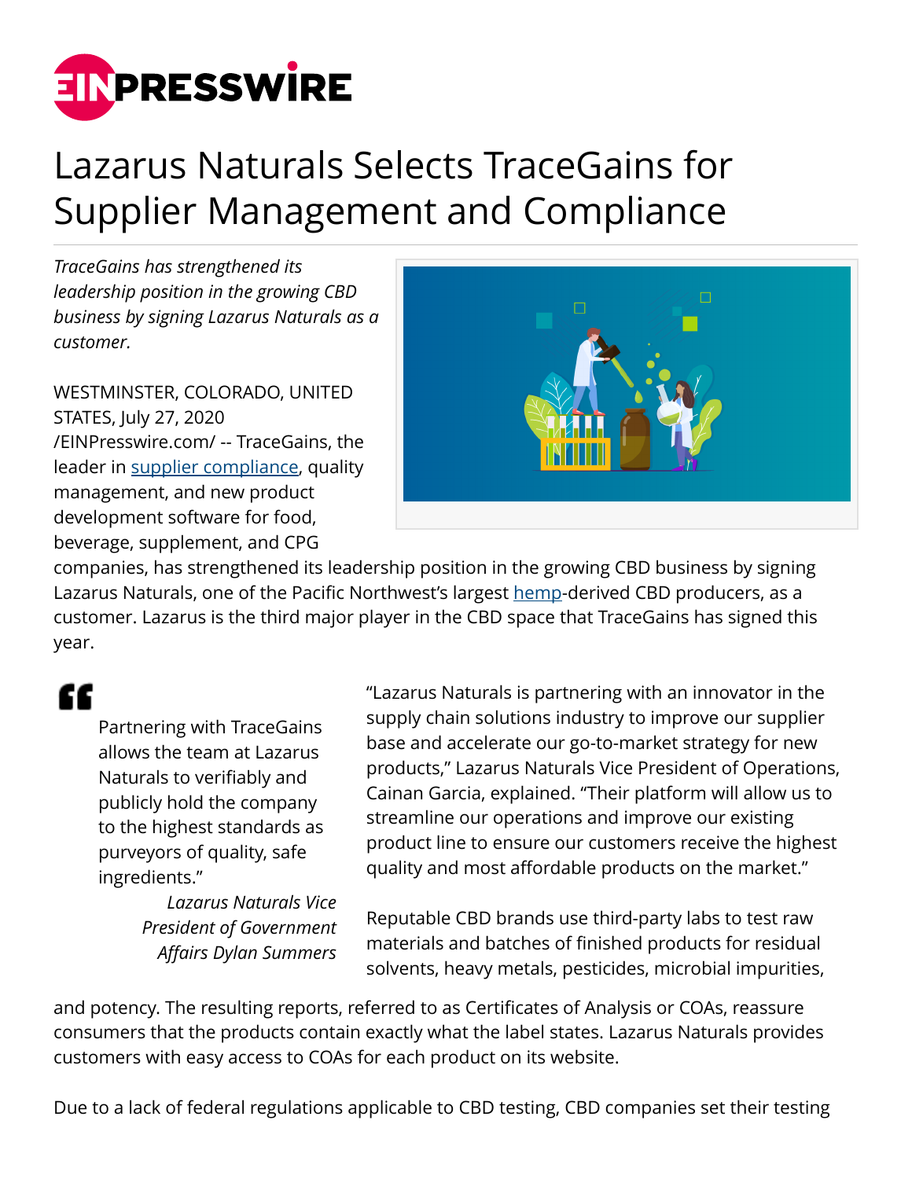# Lazarus Naturals Selects TraceGains for Supplier Management and Compliance

*TraceGains has strengthened its leadership position in the growing CBD business by signing Lazarus Naturals as a customer.*

WESTMINSTER, COLORADO, UNITED STATES, July 27, 2020 /EINPresswire.com/ -- TraceGains, the leader in supplier compliance, quality management, and new product development software for food, beverage, supplement, and CPG companies, has strengthened its leadership position in the growing CBD business by signing Lazarus Naturals, one of the Pacific Northwest's largest hemp-derived CBD producers, as a customer. Lazarus is the third major player in the CBD space that TraceGains has signed this year.

> Partnering with TraceGains allows the team at Lazarus Naturals to verifiably and publicly hold the company to the highest standards as purveyors of quality, safe ingredients."
>
> *Lazarus Naturals Vice President of Government Affairs Dylan Summers*

"Lazarus Naturals is partnering with an innovator in the supply chain solutions industry to improve our supplier base and accelerate our go-to-market strategy for new products," Lazarus Naturals Vice President of Operations, Cainan Garcia, explained. "Their platform will allow us to streamline our operations and improve our existing product line to ensure our customers receive the highest quality and most affordable products on the market."

Reputable CBD brands use third-party labs to test raw materials and batches of finished products for residual solvents, heavy metals, pesticides, microbial impurities, and potency. The resulting reports, referred to as Certificates of Analysis or COAs, reassure consumers that the products contain exactly what the label states. Lazarus Naturals provides customers with easy access to COAs for each product on its website.

Due to a lack of federal regulations applicable to CBD testing, CBD companies set their testing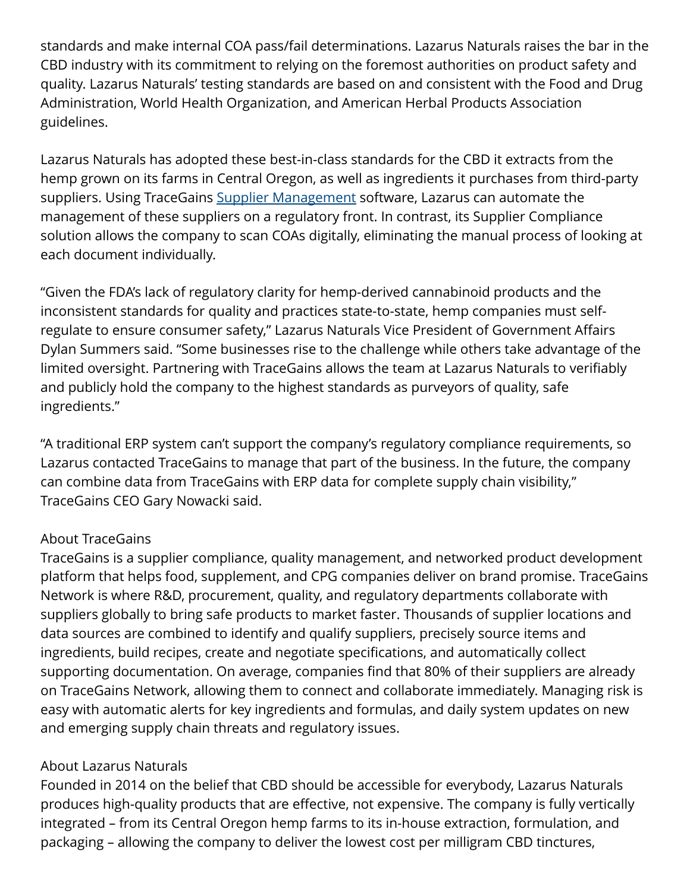standards and make internal COA pass/fail determinations. Lazarus Naturals raises the bar in the CBD industry with its commitment to relying on the foremost authorities on product safety and quality. Lazarus Naturals' testing standards are based on and consistent with the Food and Drug Administration, World Health Organization, and American Herbal Products Association guidelines.

Lazarus Naturals has adopted these best-in-class standards for the CBD it extracts from the hemp grown on its farms in Central Oregon, as well as ingredients it purchases from third-party suppliers. Using TraceGains Supplier Management software, Lazarus can automate the management of these suppliers on a regulatory front. In contrast, its Supplier Compliance solution allows the company to scan COAs digitally, eliminating the manual process of looking at each document individually.

"Given the FDA's lack of regulatory clarity for hemp-derived cannabinoid products and the inconsistent standards for quality and practices state-to-state, hemp companies must self-regulate to ensure consumer safety," Lazarus Naturals Vice President of Government Affairs Dylan Summers said. "Some businesses rise to the challenge while others take advantage of the limited oversight. Partnering with TraceGains allows the team at Lazarus Naturals to verifiably and publicly hold the company to the highest standards as purveyors of quality, safe ingredients."

"A traditional ERP system can't support the company's regulatory compliance requirements, so Lazarus contacted TraceGains to manage that part of the business. In the future, the company can combine data from TraceGains with ERP data for complete supply chain visibility," TraceGains CEO Gary Nowacki said.

About TraceGains

TraceGains is a supplier compliance, quality management, and networked product development platform that helps food, supplement, and CPG companies deliver on brand promise. TraceGains Network is where R&D, procurement, quality, and regulatory departments collaborate with suppliers globally to bring safe products to market faster. Thousands of supplier locations and data sources are combined to identify and qualify suppliers, precisely source items and ingredients, build recipes, create and negotiate specifications, and automatically collect supporting documentation. On average, companies find that 80% of their suppliers are already on TraceGains Network, allowing them to connect and collaborate immediately. Managing risk is easy with automatic alerts for key ingredients and formulas, and daily system updates on new and emerging supply chain threats and regulatory issues.

About Lazarus Naturals

Founded in 2014 on the belief that CBD should be accessible for everybody, Lazarus Naturals produces high-quality products that are effective, not expensive. The company is fully vertically integrated – from its Central Oregon hemp farms to its in-house extraction, formulation, and packaging – allowing the company to deliver the lowest cost per milligram CBD tinctures,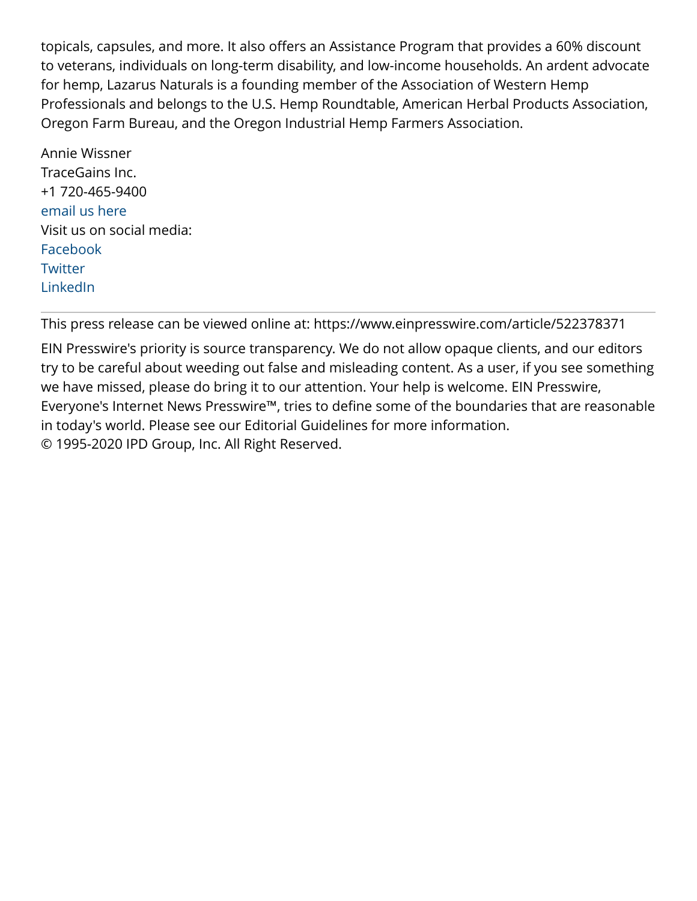topicals, capsules, and more. It also offers an Assistance Program that provides a 60% discount to veterans, individuals on long-term disability, and low-income households. An ardent advocate for hemp, Lazarus Naturals is a founding member of the Association of Western Hemp Professionals and belongs to the U.S. Hemp Roundtable, American Herbal Products Association, Oregon Farm Bureau, and the Oregon Industrial Hemp Farmers Association.

Annie Wissner
TraceGains Inc.
+1 720-465-9400
email us here
Visit us on social media:
Facebook
Twitter
LinkedIn

---

This press release can be viewed online at: https://www.einpresswire.com/article/522378371

EIN Presswire's priority is source transparency. We do not allow opaque clients, and our editors try to be careful about weeding out false and misleading content. As a user, if you see something we have missed, please do bring it to our attention. Your help is welcome. EIN Presswire, Everyone's Internet News Presswire™, tries to define some of the boundaries that are reasonable in today's world. Please see our Editorial Guidelines for more information.
© 1995-2020 IPD Group, Inc. All Right Reserved.